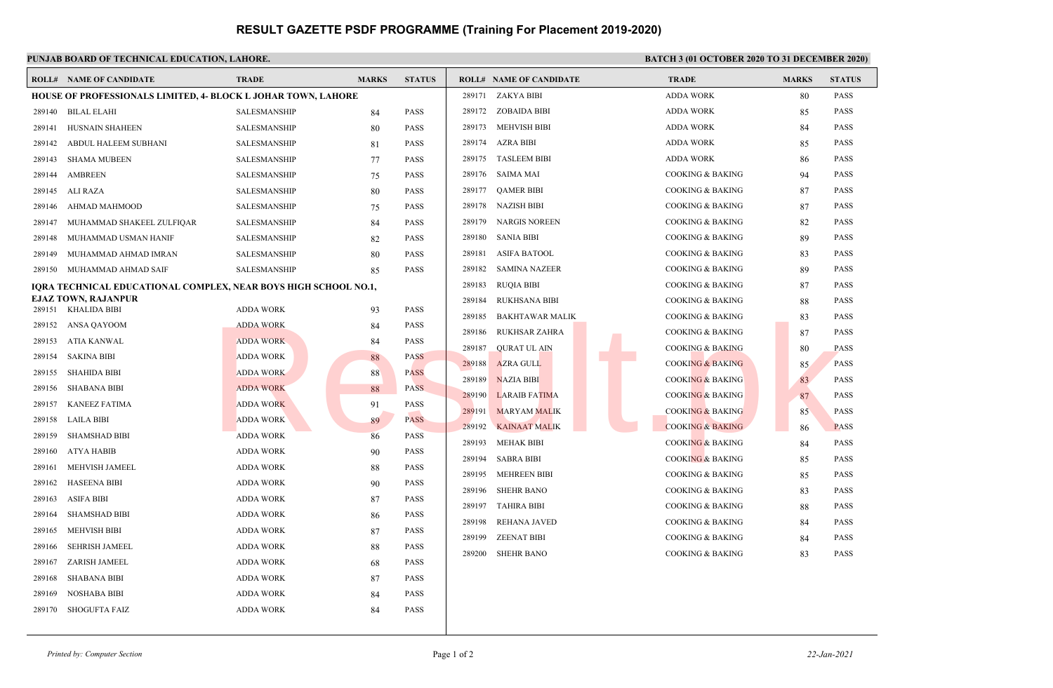# RESULT GAZETTE PSDF PROGRAMME (Training For Placement 2019-2020)

**PUNJAB BOARD OF TECHNICAL EDUCATION, LAHORE.**

**BATCH 3 (01 OCTOBER 2020 TO 31 DECEMBER 2020)**

| ROLL# | NAME OF CANDIDATE | TRADE | MARKS | STATUS |
|---|---|---|---|---|
| **HOUSE OF PROFESSIONALS LIMITED, 4- BLOCK L JOHAR TOWN, LAHORE** | | | | |
| 289140 | BILAL ELAHI | SALESMANSHIP | 84 | PASS |
| 289141 | HUSNAIN SHAHEEN | SALESMANSHIP | 80 | PASS |
| 289142 | ABDUL HALEEM SUBHANI | SALESMANSHIP | 81 | PASS |
| 289143 | SHAMA MUBEEN | SALESMANSHIP | 77 | PASS |
| 289144 | AMBREEN | SALESMANSHIP | 75 | PASS |
| 289145 | ALI RAZA | SALESMANSHIP | 80 | PASS |
| 289146 | AHMAD MAHMOOD | SALESMANSHIP | 75 | PASS |
| 289147 | MUHAMMAD SHAKEEL ZULFIQAR | SALESMANSHIP | 84 | PASS |
| 289148 | MUHAMMAD USMAN HANIF | SALESMANSHIP | 82 | PASS |
| 289149 | MUHAMMAD AHMAD IMRAN | SALESMANSHIP | 80 | PASS |
| 289150 | MUHAMMAD AHMAD SAIF | SALESMANSHIP | 85 | PASS |
| **IQRA TECHNICAL EDUCATIONAL COMPLEX, NEAR BOYS HIGH SCHOOL NO.1, EJAZ TOWN, RAJANPUR** | | | | |
| 289151 | KHALIDA BIBI | ADDA WORK | 93 | PASS |
| 289152 | ANSA QAYOOM | ADDA WORK | 84 | PASS |
| 289153 | ATIA KANWAL | ADDA WORK | 84 | PASS |
| 289154 | SAKINA BIBI | ADDA WORK | 88 | PASS |
| 289155 | SHAHIDA BIBI | ADDA WORK | 88 | PASS |
| 289156 | SHABANA BIBI | ADDA WORK | 88 | PASS |
| 289157 | KANEEZ FATIMA | ADDA WORK | 91 | PASS |
| 289158 | LAILA BIBI | ADDA WORK | 89 | PASS |
| 289159 | SHAMSHAD BIBI | ADDA WORK | 86 | PASS |
| 289160 | ATYA HABIB | ADDA WORK | 90 | PASS |
| 289161 | MEHVISH JAMEEL | ADDA WORK | 88 | PASS |
| 289162 | HASEENA BIBI | ADDA WORK | 90 | PASS |
| 289163 | ASIFA BIBI | ADDA WORK | 87 | PASS |
| 289164 | SHAMSHAD BIBI | ADDA WORK | 86 | PASS |
| 289165 | MEHVISH BIBI | ADDA WORK | 87 | PASS |
| 289166 | SEHRISH JAMEEL | ADDA WORK | 88 | PASS |
| 289167 | ZARISH JAMEEL | ADDA WORK | 68 | PASS |
| 289168 | SHABANA BIBI | ADDA WORK | 87 | PASS |
| 289169 | NOSHABA BIBI | ADDA WORK | 84 | PASS |
| 289170 | SHOGUFTA FAIZ | ADDA WORK | 84 | PASS |
| 289171 | ZAKYA BIBI | ADDA WORK | 80 | PASS |
| 289172 | ZOBAIDA BIBI | ADDA WORK | 85 | PASS |
| 289173 | MEHVISH BIBI | ADDA WORK | 84 | PASS |
| 289174 | AZRA BIBI | ADDA WORK | 85 | PASS |
| 289175 | TASLEEM BIBI | ADDA WORK | 86 | PASS |
| 289176 | SAIMA MAI | COOKING & BAKING | 94 | PASS |
| 289177 | QAMER BIBI | COOKING & BAKING | 87 | PASS |
| 289178 | NAZISH BIBI | COOKING & BAKING | 87 | PASS |
| 289179 | NARGIS NOREEN | COOKING & BAKING | 82 | PASS |
| 289180 | SANIA BIBI | COOKING & BAKING | 89 | PASS |
| 289181 | ASIFA BATOOL | COOKING & BAKING | 83 | PASS |
| 289182 | SAMINA NAZEER | COOKING & BAKING | 89 | PASS |
| 289183 | RUQIA BIBI | COOKING & BAKING | 87 | PASS |
| 289184 | RUKHSANA BIBI | COOKING & BAKING | 88 | PASS |
| 289185 | BAKHTAWAR MALIK | COOKING & BAKING | 83 | PASS |
| 289186 | RUKHSAR ZAHRA | COOKING & BAKING | 87 | PASS |
| 289187 | QURAT UL AIN | COOKING & BAKING | 80 | PASS |
| 289188 | AZRA GULL | COOKING & BAKING | 85 | PASS |
| 289189 | NAZIA BIBI | COOKING & BAKING | 83 | PASS |
| 289190 | LARAIB FATIMA | COOKING & BAKING | 87 | PASS |
| 289191 | MARYAM MALIK | COOKING & BAKING | 85 | PASS |
| 289192 | KAINAAT MALIK | COOKING & BAKING | 86 | PASS |
| 289193 | MEHAK BIBI | COOKING & BAKING | 84 | PASS |
| 289194 | SABRA BIBI | COOKING & BAKING | 85 | PASS |
| 289195 | MEHREEN BIBI | COOKING & BAKING | 85 | PASS |
| 289196 | SHEHR BANO | COOKING & BAKING | 83 | PASS |
| 289197 | TAHIRA BIBI | COOKING & BAKING | 88 | PASS |
| 289198 | REHANA JAVED | COOKING & BAKING | 84 | PASS |
| 289199 | ZEENAT BIBI | COOKING & BAKING | 84 | PASS |
| 289200 | SHEHR BANO | COOKING & BAKING | 83 | PASS |

*Printed by: Computer Section*

*22-Jan-2021*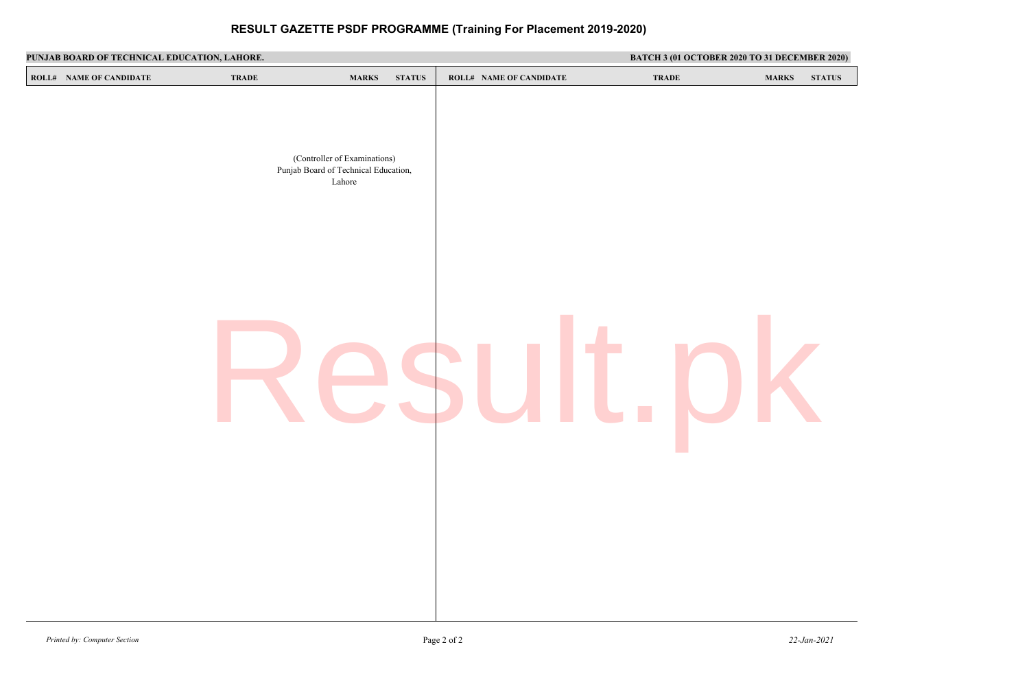# RESULT GAZETTE PSDF PROGRAMME (Training For Placement 2019-2020)

**PUNJAB BOARD OF TECHNICAL EDUCATION, LAHORE.** **BATCH 3 (01 OCTOBER 2020 TO 31 DECEMBER 2020)**

| ROLL# | NAME OF CANDIDATE | TRADE | MARKS | STATUS | ROLL# | NAME OF CANDIDATE | TRADE | MARKS | STATUS |
|---|---|---|---|---|---|---|---|---|---|

(Controller of Examinations)
Punjab Board of Technical Education,
Lahore

*Printed by: Computer Section*

*22-Jan-2021*